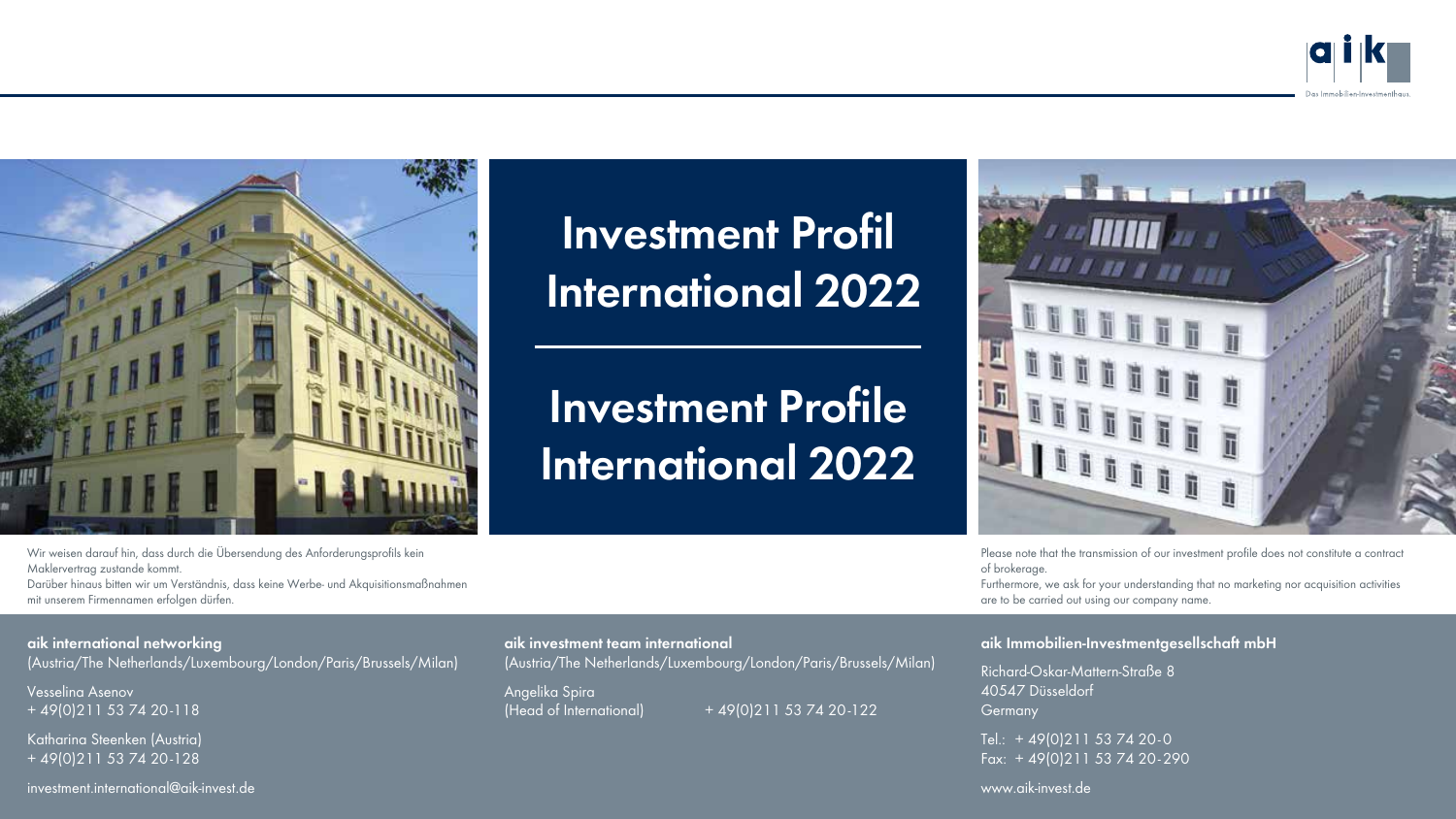# Investment Profil International 2022

# Investment Profile International 2022

Wir weisen darauf hin, dass durch die Übersendung des Anforderungsprofils kein Maklervertrag zustande kommt.
Darüber hinaus bitten wir um Verständnis, dass keine Werbe- und Akquisitionsmaßnahmen mit unserem Firmennamen erfolgen dürfen.

Please note that the transmission of our investment profile does not constitute a contract of brokerage.
Furthermore, we ask for your understanding that no marketing nor acquisition activities are to be carried out using our company name.

**aik international networking**
(Austria/The Netherlands/Luxembourg/London/Paris/Brussels/Milan)

Vesselina Asenov
+ 49(0)211 53 74 20-118

Katharina Steenken (Austria)
+ 49(0)211 53 74 20-128

investment.international@aik-invest.de

**aik investment team international**
(Austria/The Netherlands/Luxembourg/London/Paris/Brussels/Milan)

Angelika Spira
(Head of International) + 49(0)211 53 74 20-122

**aik Immobilien-Investmentgesellschaft mbH**

Richard-Oskar-Mattern-Straße 8
40547 Düsseldorf
Germany

Tel.: + 49(0)211 53 74 20-0
Fax: + 49(0)211 53 74 20-290

www.aik-invest.de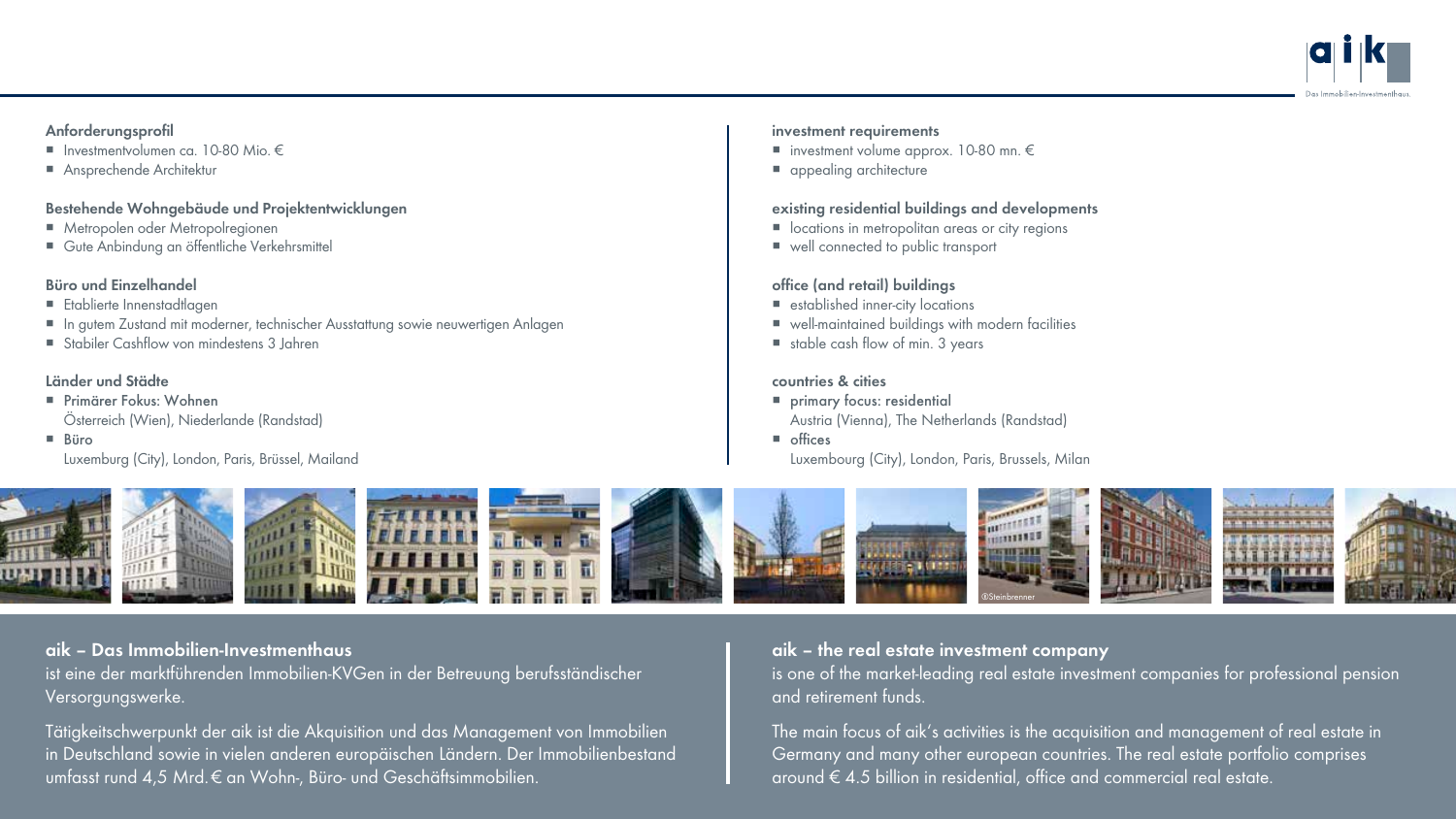**Anforderungsprofil**

- Investmentvolumen ca. 10-80 Mio. €
- Ansprechende Architektur

**Bestehende Wohngebäude und Projektentwicklungen**

- Metropolen oder Metropolregionen
- Gute Anbindung an öffentliche Verkehrsmittel

**Büro und Einzelhandel**

- Etablierte Innenstadtlagen
- In gutem Zustand mit moderner, technischer Ausstattung sowie neuwertigen Anlagen
- Stabiler Cashflow von mindestens 3 Jahren

**Länder und Städte**

- **Primärer Fokus: Wohnen**
  Österreich (Wien), Niederlande (Randstad)
- **Büro**
  Luxemburg (City), London, Paris, Brüssel, Mailand

**investment requirements**

- investment volume approx. 10-80 mn. €
- appealing architecture

**existing residential buildings and developments**

- locations in metropolitan areas or city regions
- well connected to public transport

**office (and retail) buildings**

- established inner-city locations
- well-maintained buildings with modern facilities
- stable cash flow of min. 3 years

**countries & cities**

- **primary focus: residential**
  Austria (Vienna), The Netherlands (Randstad)
- **offices**
  Luxembourg (City), London, Paris, Brussels, Milan

©Steinbrenner

**aik – Das Immobilien-Investmenthaus**
ist eine der marktführenden Immobilien-KVGen in der Betreuung berufsständischer Versorgungswerke.

Tätigkeitschwerpunkt der aik ist die Akquisition und das Management von Immobilien in Deutschland sowie in vielen anderen europäischen Ländern. Der Immobilienbestand umfasst rund 4,5 Mrd. € an Wohn-, Büro- und Geschäftsimmobilien.

**aik – the real estate investment company**
is one of the market-leading real estate investment companies for professional pension and retirement funds.

The main focus of aik's activities is the acquisition and management of real estate in Germany and many other european countries. The real estate portfolio comprises around € 4.5 billion in residential, office and commercial real estate.